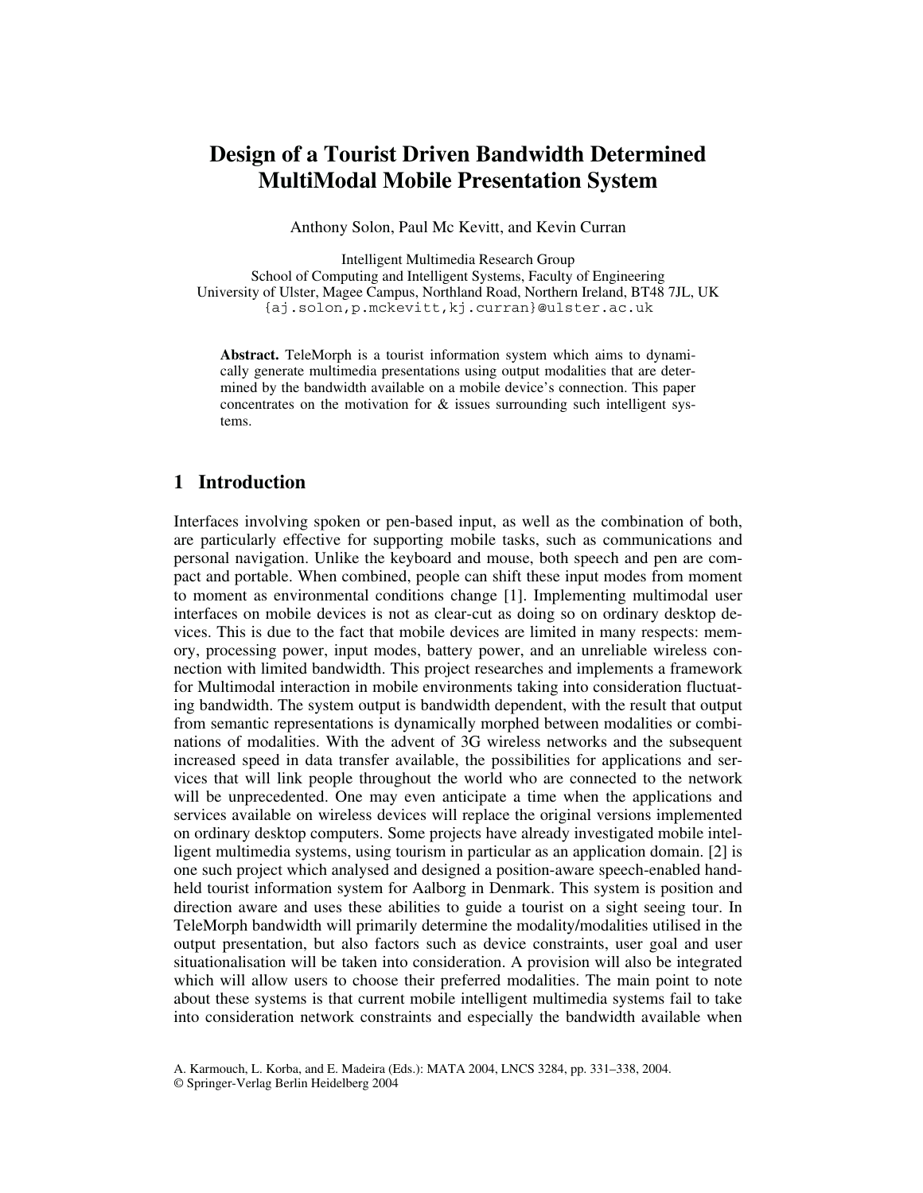# Design of a Tourist Driven Bandwidth Determined MultiModal Mobile Presentation System

Anthony Solon, Paul Mc Kevitt, and Kevin Curran

Intelligent Multimedia Research Group
School of Computing and Intelligent Systems, Faculty of Engineering
University of Ulster, Magee Campus, Northland Road, Northern Ireland, BT48 7JL, UK
{aj.solon,p.mckevitt,kj.curran}@ulster.ac.uk

**Abstract.** TeleMorph is a tourist information system which aims to dynamically generate multimedia presentations using output modalities that are determined by the bandwidth available on a mobile device's connection. This paper concentrates on the motivation for & issues surrounding such intelligent systems.

## 1 Introduction

Interfaces involving spoken or pen-based input, as well as the combination of both, are particularly effective for supporting mobile tasks, such as communications and personal navigation. Unlike the keyboard and mouse, both speech and pen are compact and portable. When combined, people can shift these input modes from moment to moment as environmental conditions change [1]. Implementing multimodal user interfaces on mobile devices is not as clear-cut as doing so on ordinary desktop devices. This is due to the fact that mobile devices are limited in many respects: memory, processing power, input modes, battery power, and an unreliable wireless connection with limited bandwidth. This project researches and implements a framework for Multimodal interaction in mobile environments taking into consideration fluctuating bandwidth. The system output is bandwidth dependent, with the result that output from semantic representations is dynamically morphed between modalities or combinations of modalities. With the advent of 3G wireless networks and the subsequent increased speed in data transfer available, the possibilities for applications and services that will link people throughout the world who are connected to the network will be unprecedented. One may even anticipate a time when the applications and services available on wireless devices will replace the original versions implemented on ordinary desktop computers. Some projects have already investigated mobile intelligent multimedia systems, using tourism in particular as an application domain. [2] is one such project which analysed and designed a position-aware speech-enabled handheld tourist information system for Aalborg in Denmark. This system is position and direction aware and uses these abilities to guide a tourist on a sight seeing tour. In TeleMorph bandwidth will primarily determine the modality/modalities utilised in the output presentation, but also factors such as device constraints, user goal and user situationalisation will be taken into consideration. A provision will also be integrated which will allow users to choose their preferred modalities. The main point to note about these systems is that current mobile intelligent multimedia systems fail to take into consideration network constraints and especially the bandwidth available when

A. Karmouch, L. Korba, and E. Madeira (Eds.): MATA 2004, LNCS 3284, pp. 331–338, 2004.
© Springer-Verlag Berlin Heidelberg 2004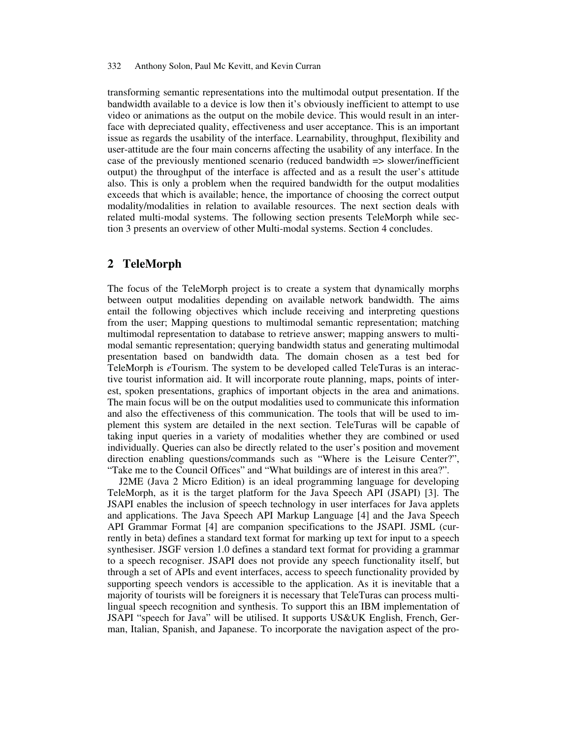transforming semantic representations into the multimodal output presentation. If the bandwidth available to a device is low then it's obviously inefficient to attempt to use video or animations as the output on the mobile device. This would result in an interface with depreciated quality, effectiveness and user acceptance. This is an important issue as regards the usability of the interface. Learnability, throughput, flexibility and user-attitude are the four main concerns affecting the usability of any interface. In the case of the previously mentioned scenario (reduced bandwidth => slower/inefficient output) the throughput of the interface is affected and as a result the user's attitude also. This is only a problem when the required bandwidth for the output modalities exceeds that which is available; hence, the importance of choosing the correct output modality/modalities in relation to available resources. The next section deals with related multi-modal systems. The following section presents TeleMorph while section 3 presents an overview of other Multi-modal systems. Section 4 concludes.

## 2 TeleMorph

The focus of the TeleMorph project is to create a system that dynamically morphs between output modalities depending on available network bandwidth. The aims entail the following objectives which include receiving and interpreting questions from the user; Mapping questions to multimodal semantic representation; matching multimodal representation to database to retrieve answer; mapping answers to multimodal semantic representation; querying bandwidth status and generating multimodal presentation based on bandwidth data. The domain chosen as a test bed for TeleMorph is *e*Tourism. The system to be developed called TeleTuras is an interactive tourist information aid. It will incorporate route planning, maps, points of interest, spoken presentations, graphics of important objects in the area and animations. The main focus will be on the output modalities used to communicate this information and also the effectiveness of this communication. The tools that will be used to implement this system are detailed in the next section. TeleTuras will be capable of taking input queries in a variety of modalities whether they are combined or used individually. Queries can also be directly related to the user's position and movement direction enabling questions/commands such as "Where is the Leisure Center?", "Take me to the Council Offices" and "What buildings are of interest in this area?".

J2ME (Java 2 Micro Edition) is an ideal programming language for developing TeleMorph, as it is the target platform for the Java Speech API (JSAPI) [3]. The JSAPI enables the inclusion of speech technology in user interfaces for Java applets and applications. The Java Speech API Markup Language [4] and the Java Speech API Grammar Format [4] are companion specifications to the JSAPI. JSML (currently in beta) defines a standard text format for marking up text for input to a speech synthesiser. JSGF version 1.0 defines a standard text format for providing a grammar to a speech recogniser. JSAPI does not provide any speech functionality itself, but through a set of APIs and event interfaces, access to speech functionality provided by supporting speech vendors is accessible to the application. As it is inevitable that a majority of tourists will be foreigners it is necessary that TeleTuras can process multilingual speech recognition and synthesis. To support this an IBM implementation of JSAPI "speech for Java" will be utilised. It supports US&UK English, French, German, Italian, Spanish, and Japanese. To incorporate the navigation aspect of the pro-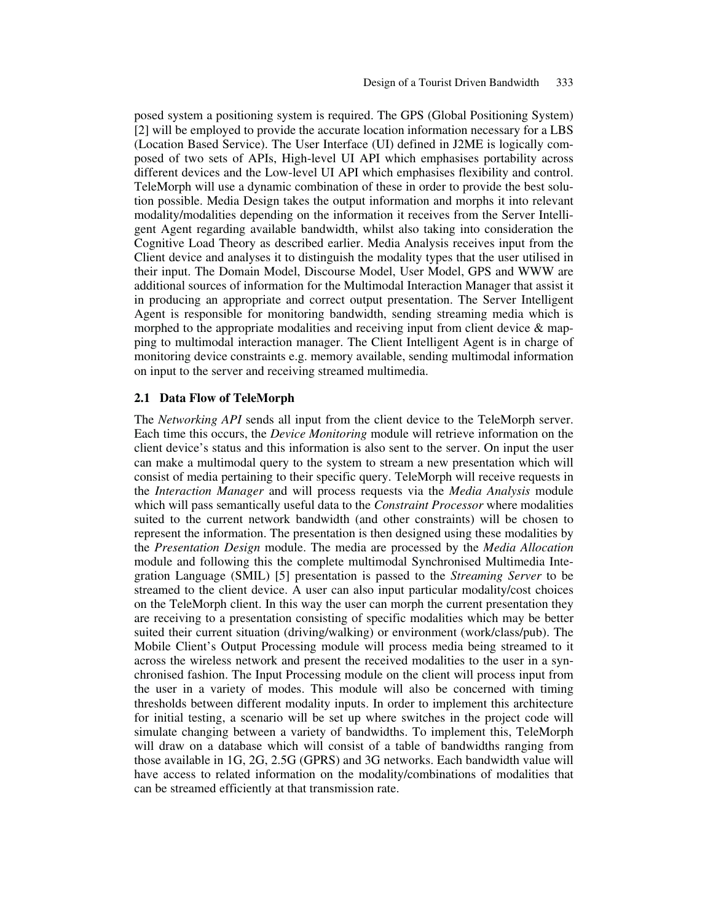posed system a positioning system is required. The GPS (Global Positioning System) [2] will be employed to provide the accurate location information necessary for a LBS (Location Based Service). The User Interface (UI) defined in J2ME is logically composed of two sets of APIs, High-level UI API which emphasises portability across different devices and the Low-level UI API which emphasises flexibility and control. TeleMorph will use a dynamic combination of these in order to provide the best solution possible. Media Design takes the output information and morphs it into relevant modality/modalities depending on the information it receives from the Server Intelligent Agent regarding available bandwidth, whilst also taking into consideration the Cognitive Load Theory as described earlier. Media Analysis receives input from the Client device and analyses it to distinguish the modality types that the user utilised in their input. The Domain Model, Discourse Model, User Model, GPS and WWW are additional sources of information for the Multimodal Interaction Manager that assist it in producing an appropriate and correct output presentation. The Server Intelligent Agent is responsible for monitoring bandwidth, sending streaming media which is morphed to the appropriate modalities and receiving input from client device & mapping to multimodal interaction manager. The Client Intelligent Agent is in charge of monitoring device constraints e.g. memory available, sending multimodal information on input to the server and receiving streamed multimedia.

### 2.1 Data Flow of TeleMorph

The *Networking API* sends all input from the client device to the TeleMorph server. Each time this occurs, the *Device Monitoring* module will retrieve information on the client device's status and this information is also sent to the server. On input the user can make a multimodal query to the system to stream a new presentation which will consist of media pertaining to their specific query. TeleMorph will receive requests in the *Interaction Manager* and will process requests via the *Media Analysis* module which will pass semantically useful data to the *Constraint Processor* where modalities suited to the current network bandwidth (and other constraints) will be chosen to represent the information. The presentation is then designed using these modalities by the *Presentation Design* module. The media are processed by the *Media Allocation* module and following this the complete multimodal Synchronised Multimedia Integration Language (SMIL) [5] presentation is passed to the *Streaming Server* to be streamed to the client device. A user can also input particular modality/cost choices on the TeleMorph client. In this way the user can morph the current presentation they are receiving to a presentation consisting of specific modalities which may be better suited their current situation (driving/walking) or environment (work/class/pub). The Mobile Client's Output Processing module will process media being streamed to it across the wireless network and present the received modalities to the user in a synchronised fashion. The Input Processing module on the client will process input from the user in a variety of modes. This module will also be concerned with timing thresholds between different modality inputs. In order to implement this architecture for initial testing, a scenario will be set up where switches in the project code will simulate changing between a variety of bandwidths. To implement this, TeleMorph will draw on a database which will consist of a table of bandwidths ranging from those available in 1G, 2G, 2.5G (GPRS) and 3G networks. Each bandwidth value will have access to related information on the modality/combinations of modalities that can be streamed efficiently at that transmission rate.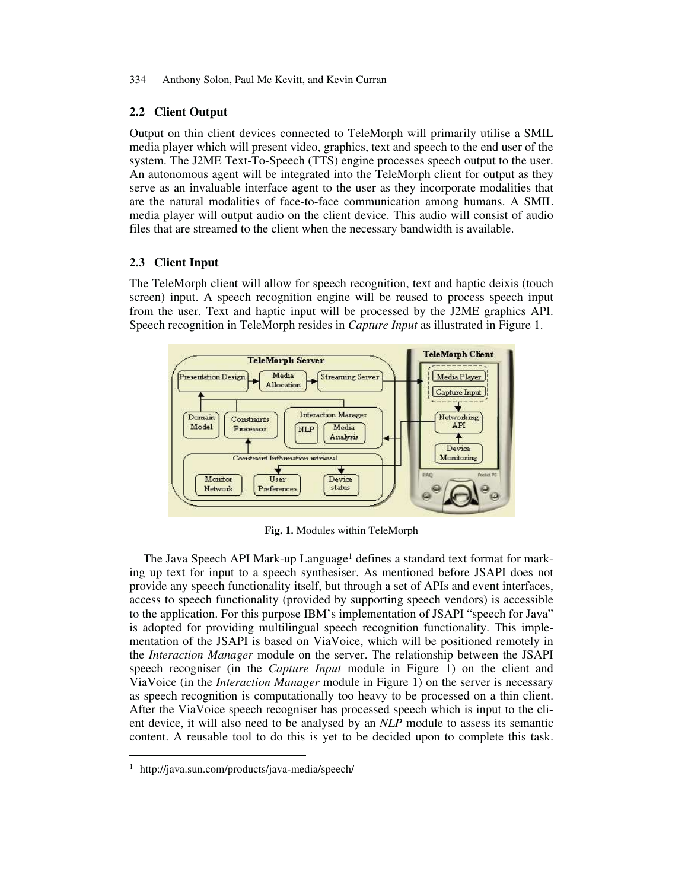## 2.2 Client Output

Output on thin client devices connected to TeleMorph will primarily utilise a SMIL media player which will present video, graphics, text and speech to the end user of the system. The J2ME Text-To-Speech (TTS) engine processes speech output to the user. An autonomous agent will be integrated into the TeleMorph client for output as they serve as an invaluable interface agent to the user as they incorporate modalities that are the natural modalities of face-to-face communication among humans. A SMIL media player will output audio on the client device. This audio will consist of audio files that are streamed to the client when the necessary bandwidth is available.

## 2.3 Client Input

The TeleMorph client will allow for speech recognition, text and haptic deixis (touch screen) input. A speech recognition engine will be reused to process speech input from the user. Text and haptic input will be processed by the J2ME graphics API. Speech recognition in TeleMorph resides in *Capture Input* as illustrated in Figure 1.

**Fig. 1.** Modules within TeleMorph

The Java Speech API Mark-up Language[1] defines a standard text format for marking up text for input to a speech synthesiser. As mentioned before JSAPI does not provide any speech functionality itself, but through a set of APIs and event interfaces, access to speech functionality (provided by supporting speech vendors) is accessible to the application. For this purpose IBM's implementation of JSAPI "speech for Java" is adopted for providing multilingual speech recognition functionality. This implementation of the JSAPI is based on ViaVoice, which will be positioned remotely in the *Interaction Manager* module on the server. The relationship between the JSAPI speech recogniser (in the *Capture Input* module in Figure 1) on the client and ViaVoice (in the *Interaction Manager* module in Figure 1) on the server is necessary as speech recognition is computationally too heavy to be processed on a thin client. After the ViaVoice speech recogniser has processed speech which is input to the client device, it will also need to be analysed by an *NLP* module to assess its semantic content. A reusable tool to do this is yet to be decided upon to complete this task.

---

[1] http://java.sun.com/products/java-media/speech/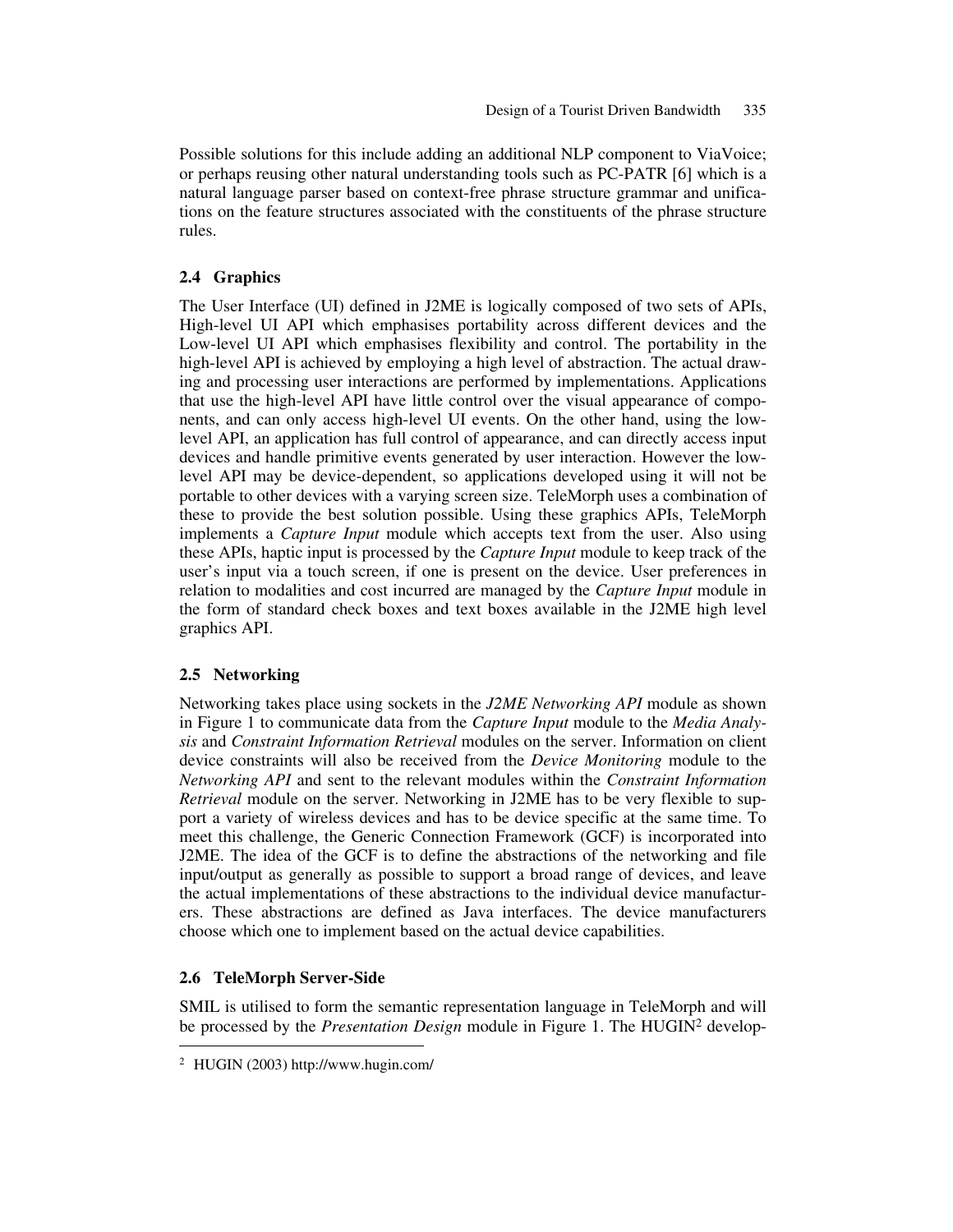Possible solutions for this include adding an additional NLP component to ViaVoice; or perhaps reusing other natural understanding tools such as PC-PATR [6] which is a natural language parser based on context-free phrase structure grammar and unifications on the feature structures associated with the constituents of the phrase structure rules.

### 2.4 Graphics

The User Interface (UI) defined in J2ME is logically composed of two sets of APIs, High-level UI API which emphasises portability across different devices and the Low-level UI API which emphasises flexibility and control. The portability in the high-level API is achieved by employing a high level of abstraction. The actual drawing and processing user interactions are performed by implementations. Applications that use the high-level API have little control over the visual appearance of components, and can only access high-level UI events. On the other hand, using the low-level API, an application has full control of appearance, and can directly access input devices and handle primitive events generated by user interaction. However the low-level API may be device-dependent, so applications developed using it will not be portable to other devices with a varying screen size. TeleMorph uses a combination of these to provide the best solution possible. Using these graphics APIs, TeleMorph implements a *Capture Input* module which accepts text from the user. Also using these APIs, haptic input is processed by the *Capture Input* module to keep track of the user's input via a touch screen, if one is present on the device. User preferences in relation to modalities and cost incurred are managed by the *Capture Input* module in the form of standard check boxes and text boxes available in the J2ME high level graphics API.

### 2.5 Networking

Networking takes place using sockets in the *J2ME Networking API* module as shown in Figure 1 to communicate data from the *Capture Input* module to the *Media Analysis* and *Constraint Information Retrieval* modules on the server. Information on client device constraints will also be received from the *Device Monitoring* module to the *Networking API* and sent to the relevant modules within the *Constraint Information Retrieval* module on the server. Networking in J2ME has to be very flexible to support a variety of wireless devices and has to be device specific at the same time. To meet this challenge, the Generic Connection Framework (GCF) is incorporated into J2ME. The idea of the GCF is to define the abstractions of the networking and file input/output as generally as possible to support a broad range of devices, and leave the actual implementations of these abstractions to the individual device manufacturers. These abstractions are defined as Java interfaces. The device manufacturers choose which one to implement based on the actual device capabilities.

### 2.6 TeleMorph Server-Side

SMIL is utilised to form the semantic representation language in TeleMorph and will be processed by the *Presentation Design* module in Figure 1. The HUGIN[2] develop-

[2] HUGIN (2003) http://www.hugin.com/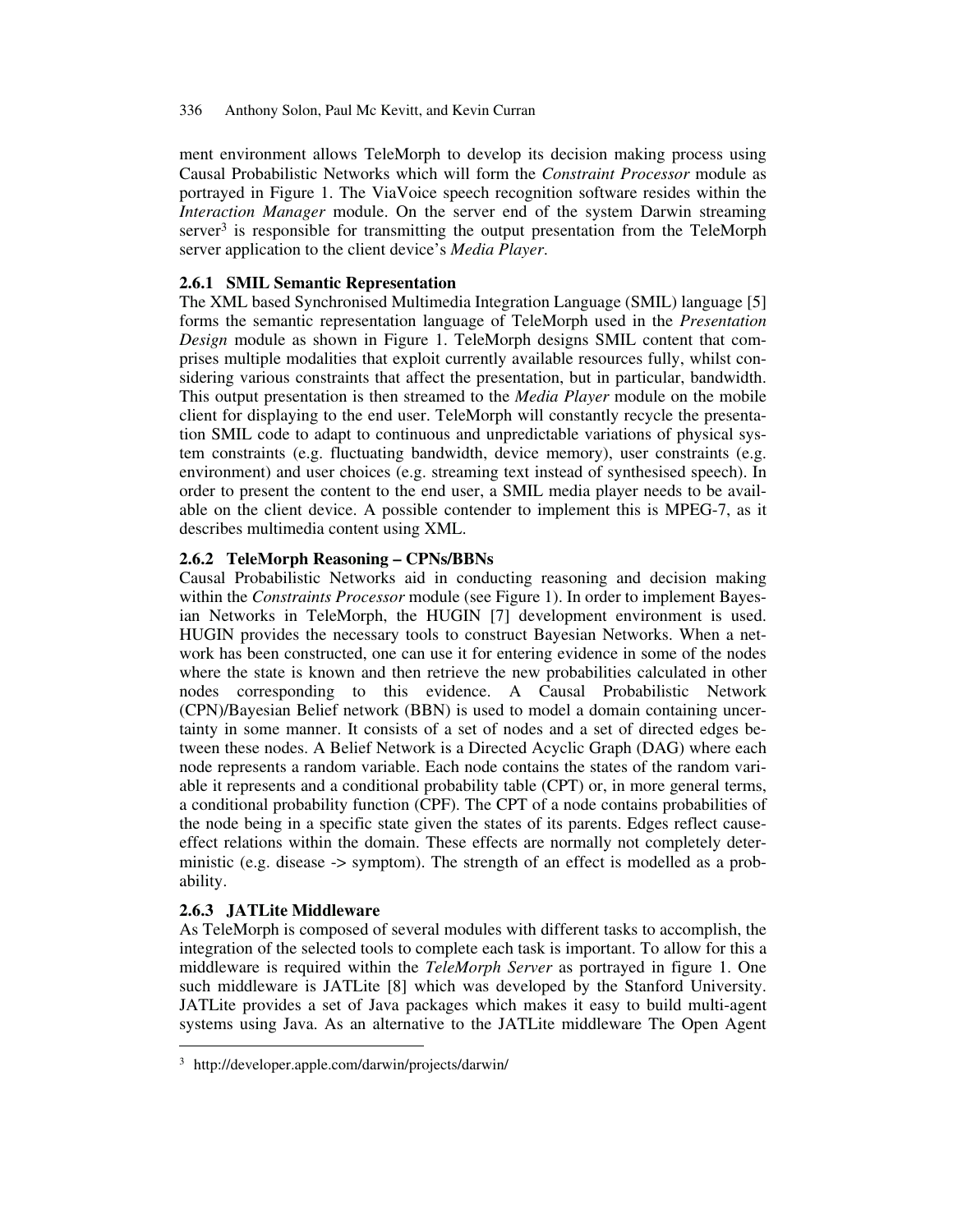ment environment allows TeleMorph to develop its decision making process using Causal Probabilistic Networks which will form the *Constraint Processor* module as portrayed in Figure 1. The ViaVoice speech recognition software resides within the *Interaction Manager* module. On the server end of the system Darwin streaming server[3] is responsible for transmitting the output presentation from the TeleMorph server application to the client device's *Media Player*.

### 2.6.1 SMIL Semantic Representation

The XML based Synchronised Multimedia Integration Language (SMIL) language [5] forms the semantic representation language of TeleMorph used in the *Presentation Design* module as shown in Figure 1. TeleMorph designs SMIL content that comprises multiple modalities that exploit currently available resources fully, whilst considering various constraints that affect the presentation, but in particular, bandwidth. This output presentation is then streamed to the *Media Player* module on the mobile client for displaying to the end user. TeleMorph will constantly recycle the presentation SMIL code to adapt to continuous and unpredictable variations of physical system constraints (e.g. fluctuating bandwidth, device memory), user constraints (e.g. environment) and user choices (e.g. streaming text instead of synthesised speech). In order to present the content to the end user, a SMIL media player needs to be available on the client device. A possible contender to implement this is MPEG-7, as it describes multimedia content using XML.

### 2.6.2 TeleMorph Reasoning – CPNs/BBNs

Causal Probabilistic Networks aid in conducting reasoning and decision making within the *Constraints Processor* module (see Figure 1). In order to implement Bayesian Networks in TeleMorph, the HUGIN [7] development environment is used. HUGIN provides the necessary tools to construct Bayesian Networks. When a network has been constructed, one can use it for entering evidence in some of the nodes where the state is known and then retrieve the new probabilities calculated in other nodes corresponding to this evidence. A Causal Probabilistic Network (CPN)/Bayesian Belief network (BBN) is used to model a domain containing uncertainty in some manner. It consists of a set of nodes and a set of directed edges between these nodes. A Belief Network is a Directed Acyclic Graph (DAG) where each node represents a random variable. Each node contains the states of the random variable it represents and a conditional probability table (CPT) or, in more general terms, a conditional probability function (CPF). The CPT of a node contains probabilities of the node being in a specific state given the states of its parents. Edges reflect cause-effect relations within the domain. These effects are normally not completely deterministic (e.g. disease -> symptom). The strength of an effect is modelled as a probability.

### 2.6.3 JATLite Middleware

As TeleMorph is composed of several modules with different tasks to accomplish, the integration of the selected tools to complete each task is important. To allow for this a middleware is required within the *TeleMorph Server* as portrayed in figure 1. One such middleware is JATLite [8] which was developed by the Stanford University. JATLite provides a set of Java packages which makes it easy to build multi-agent systems using Java. As an alternative to the JATLite middleware The Open Agent

[3] http://developer.apple.com/darwin/projects/darwin/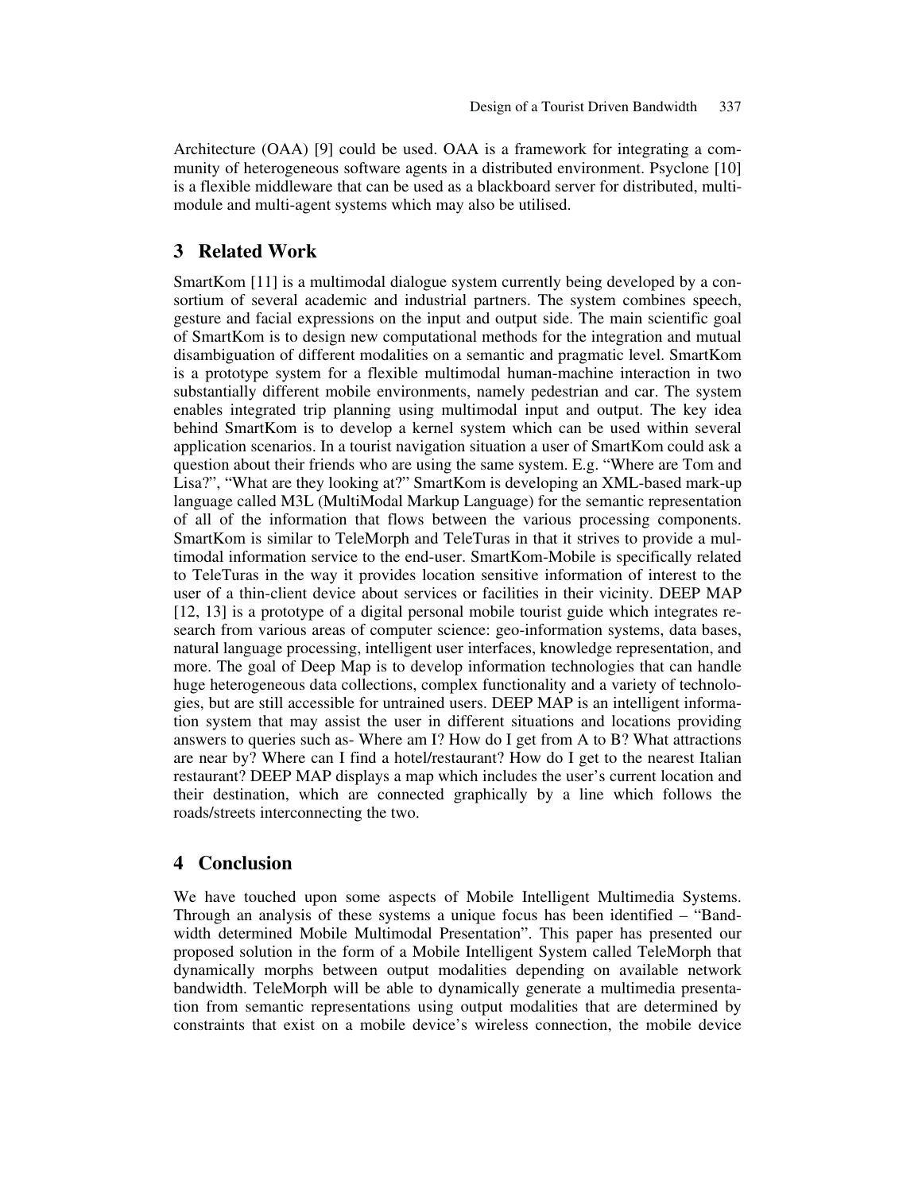Architecture (OAA) [9] could be used. OAA is a framework for integrating a community of heterogeneous software agents in a distributed environment. Psyclone [10] is a flexible middleware that can be used as a blackboard server for distributed, multi-module and multi-agent systems which may also be utilised.

## 3 Related Work

SmartKom [11] is a multimodal dialogue system currently being developed by a consortium of several academic and industrial partners. The system combines speech, gesture and facial expressions on the input and output side. The main scientific goal of SmartKom is to design new computational methods for the integration and mutual disambiguation of different modalities on a semantic and pragmatic level. SmartKom is a prototype system for a flexible multimodal human-machine interaction in two substantially different mobile environments, namely pedestrian and car. The system enables integrated trip planning using multimodal input and output. The key idea behind SmartKom is to develop a kernel system which can be used within several application scenarios. In a tourist navigation situation a user of SmartKom could ask a question about their friends who are using the same system. E.g. "Where are Tom and Lisa?", "What are they looking at?" SmartKom is developing an XML-based mark-up language called M3L (MultiModal Markup Language) for the semantic representation of all of the information that flows between the various processing components. SmartKom is similar to TeleMorph and TeleTuras in that it strives to provide a multimodal information service to the end-user. SmartKom-Mobile is specifically related to TeleTuras in the way it provides location sensitive information of interest to the user of a thin-client device about services or facilities in their vicinity. DEEP MAP [12, 13] is a prototype of a digital personal mobile tourist guide which integrates research from various areas of computer science: geo-information systems, data bases, natural language processing, intelligent user interfaces, knowledge representation, and more. The goal of Deep Map is to develop information technologies that can handle huge heterogeneous data collections, complex functionality and a variety of technologies, but are still accessible for untrained users. DEEP MAP is an intelligent information system that may assist the user in different situations and locations providing answers to queries such as- Where am I? How do I get from A to B? What attractions are near by? Where can I find a hotel/restaurant? How do I get to the nearest Italian restaurant? DEEP MAP displays a map which includes the user's current location and their destination, which are connected graphically by a line which follows the roads/streets interconnecting the two.

## 4 Conclusion

We have touched upon some aspects of Mobile Intelligent Multimedia Systems. Through an analysis of these systems a unique focus has been identified – "Bandwidth determined Mobile Multimodal Presentation". This paper has presented our proposed solution in the form of a Mobile Intelligent System called TeleMorph that dynamically morphs between output modalities depending on available network bandwidth. TeleMorph will be able to dynamically generate a multimedia presentation from semantic representations using output modalities that are determined by constraints that exist on a mobile device's wireless connection, the mobile device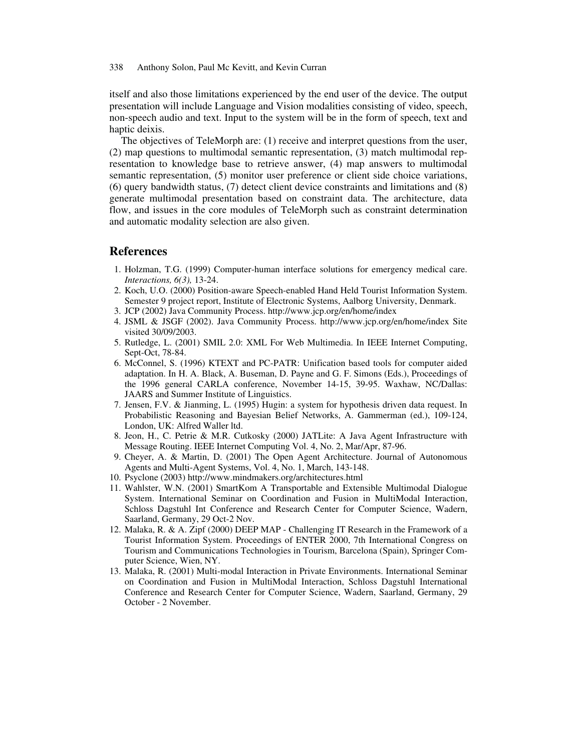itself and also those limitations experienced by the end user of the device. The output presentation will include Language and Vision modalities consisting of video, speech, non-speech audio and text. Input to the system will be in the form of speech, text and haptic deixis.

The objectives of TeleMorph are: (1) receive and interpret questions from the user, (2) map questions to multimodal semantic representation, (3) match multimodal representation to knowledge base to retrieve answer, (4) map answers to multimodal semantic representation, (5) monitor user preference or client side choice variations, (6) query bandwidth status, (7) detect client device constraints and limitations and (8) generate multimodal presentation based on constraint data. The architecture, data flow, and issues in the core modules of TeleMorph such as constraint determination and automatic modality selection are also given.

## References

1. Holzman, T.G. (1999) Computer-human interface solutions for emergency medical care. *Interactions, 6(3),* 13-24.
2. Koch, U.O. (2000) Position-aware Speech-enabled Hand Held Tourist Information System. Semester 9 project report, Institute of Electronic Systems, Aalborg University, Denmark.
3. JCP (2002) Java Community Process. http://www.jcp.org/en/home/index
4. JSML & JSGF (2002). Java Community Process. http://www.jcp.org/en/home/index Site visited 30/09/2003.
5. Rutledge, L. (2001) SMIL 2.0: XML For Web Multimedia. In IEEE Internet Computing, Sept-Oct, 78-84.
6. McConnel, S. (1996) KTEXT and PC-PATR: Unification based tools for computer aided adaptation. In H. A. Black, A. Buseman, D. Payne and G. F. Simons (Eds.), Proceedings of the 1996 general CARLA conference, November 14-15, 39-95. Waxhaw, NC/Dallas: JAARS and Summer Institute of Linguistics.
7. Jensen, F.V. & Jianming, L. (1995) Hugin: a system for hypothesis driven data request. In Probabilistic Reasoning and Bayesian Belief Networks, A. Gammerman (ed.), 109-124, London, UK: Alfred Waller ltd.
8. Jeon, H., C. Petrie & M.R. Cutkosky (2000) JATLite: A Java Agent Infrastructure with Message Routing. IEEE Internet Computing Vol. 4, No. 2, Mar/Apr, 87-96.
9. Cheyer, A. & Martin, D. (2001) The Open Agent Architecture. Journal of Autonomous Agents and Multi-Agent Systems, Vol. 4, No. 1, March, 143-148.
10. Psyclone (2003) http://www.mindmakers.org/architectures.html
11. Wahlster, W.N. (2001) SmartKom A Transportable and Extensible Multimodal Dialogue System. International Seminar on Coordination and Fusion in MultiModal Interaction, Schloss Dagstuhl Int Conference and Research Center for Computer Science, Wadern, Saarland, Germany, 29 Oct-2 Nov.
12. Malaka, R. & A. Zipf (2000) DEEP MAP - Challenging IT Research in the Framework of a Tourist Information System. Proceedings of ENTER 2000, 7th International Congress on Tourism and Communications Technologies in Tourism, Barcelona (Spain), Springer Computer Science, Wien, NY.
13. Malaka, R. (2001) Multi-modal Interaction in Private Environments. International Seminar on Coordination and Fusion in MultiModal Interaction, Schloss Dagstuhl International Conference and Research Center for Computer Science, Wadern, Saarland, Germany, 29 October - 2 November.